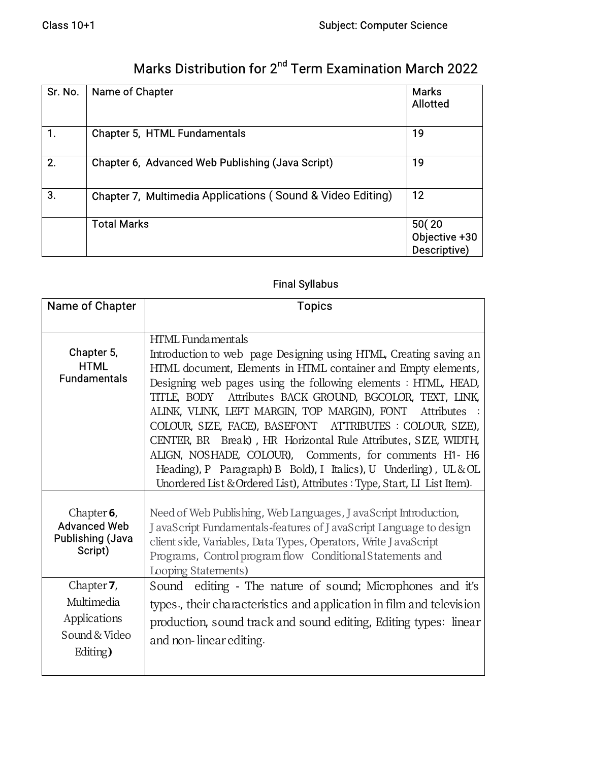Class 10+1 Subject: Computer Science

# Marks Distribution for 2nd Term Examination March 2022

| Sr. No. | Name of Chapter | Marks Allotted |
|---|---|---|
| 1. | Chapter 5, HTML Fundamentals | 19 |
| 2. | Chapter 6, Advanced Web Publishing (Java Script) | 19 |
| 3. | Chapter 7, Multimedia Applications ( Sound & Video Editing) | 12 |
| | Total Marks | 50( 20 Objective +30 Descriptive) |

## Final Syllabus

| Name of Chapter | Topics |
|---|---|
| Chapter 5, HTML Fundamentals | HTML Fundamentals<br>Introduction to web page Designing using HTML, Creating saving an HTML document, Elements in HTML container and Empty elements, Designing web pages using the following elements : HTML, HEAD, TITLE, BODY Attributes BACK GROUND, BGCOLOR, TEXT, LINK, ALINK, VLINK, LEFT MARGIN, TOP MARGIN), FONT Attributes : COLOUR, SIZE, FACE), BASEFONT ATTRIBUTES : COLOUR, SIZE), CENTER, BR Break) , HR Horizontal Rule Attributes, SIZE, WIDTH, ALIGN, NOSHADE, COLOUR), Comments, for comments H1- H6 Heading), P Paragraph) B Bold), I Italics), U Underling) , UL & OL Unordered List & Ordered List), Attributes : Type, Start, LI List Item). |
| Chapter **6**, Advanced Web Publishing (Java Script) | Need of Web Publishing, Web Languages, JavaScript Introduction, JavaScript Fundamentals-features of JavaScript Language to design client side, Variables, Data Types, Operators, Write JavaScript Programs, Control program flow Conditional Statements and Looping Statements) |
| Chapter **7**, Multimedia Applications Sound & Video Editing**)** | Sound editing - The nature of sound; Microphones and it's types., their characteristics and application in film and television production, sound track and sound editing, Editing types: linear and non- linear editing. |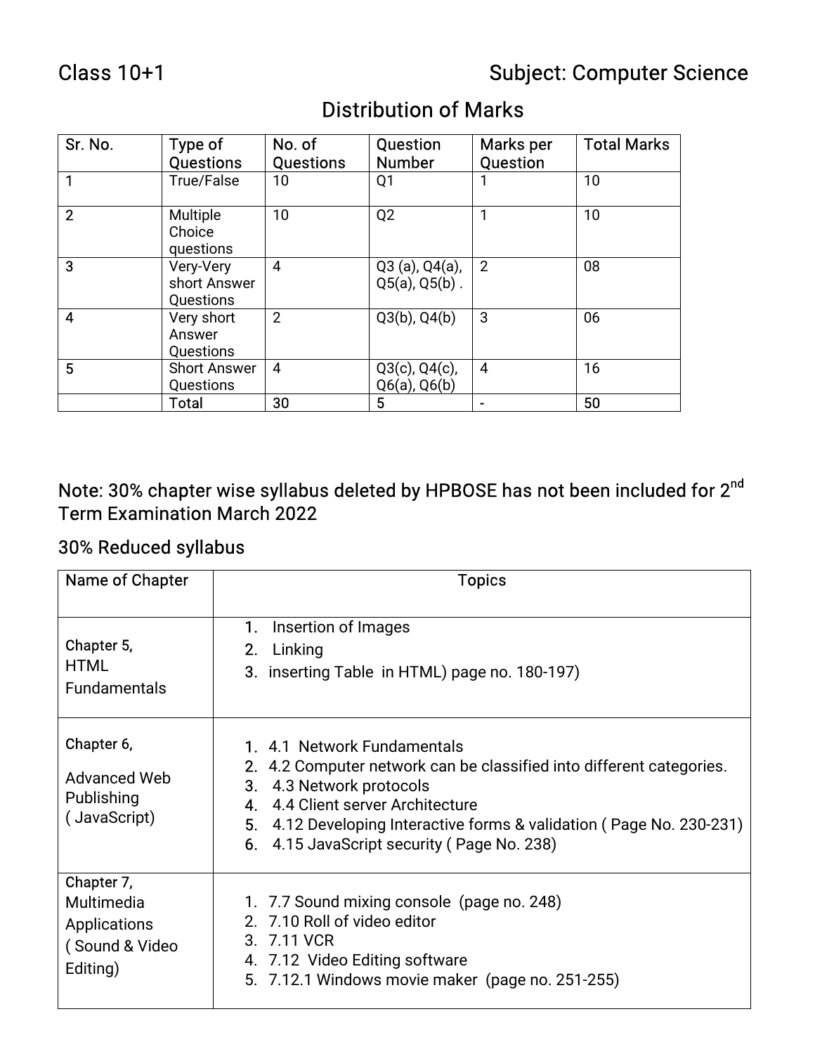Class 10+1 Subject: Computer Science

## Distribution of Marks

| Sr. No. | Type of Questions | No. of Questions | Question Number | Marks per Question | Total Marks |
|---|---|---|---|---|---|
| 1 | True/False | 10 | Q1 | 1 | 10 |
| 2 | Multiple Choice questions | 10 | Q2 | 1 | 10 |
| 3 | Very-Very short Answer Questions | 4 | Q3 (a), Q4(a), Q5(a), Q5(b) . | 2 | 08 |
| 4 | Very short Answer Questions | 2 | Q3(b), Q4(b) | 3 | 06 |
| 5 | Short Answer Questions | 4 | Q3(c), Q4(c), Q6(a), Q6(b) | 4 | 16 |
| | Total | 30 | 5 | - | 50 |

Note: 30% chapter wise syllabus deleted by HPBOSE has not been included for 2nd Term Examination March 2022

30% Reduced syllabus

| Name of Chapter | Topics |
|---|---|
| Chapter 5, HTML Fundamentals | 1. Insertion of Images<br>2. Linking<br>3. inserting Table in HTML) page no. 180-197) |
| Chapter 6, Advanced Web Publishing ( JavaScript) | 1. 4.1 Network Fundamentals<br>2. 4.2 Computer network can be classified into different categories.<br>3. 4.3 Network protocols<br>4. 4.4 Client server Architecture<br>5. 4.12 Developing Interactive forms & validation ( Page No. 230-231)<br>6. 4.15 JavaScript security ( Page No. 238) |
| Chapter 7, Multimedia Applications ( Sound & Video Editing) | 1. 7.7 Sound mixing console (page no. 248)<br>2. 7.10 Roll of video editor<br>3. 7.11 VCR<br>4. 7.12 Video Editing software<br>5. 7.12.1 Windows movie maker (page no. 251-255) |